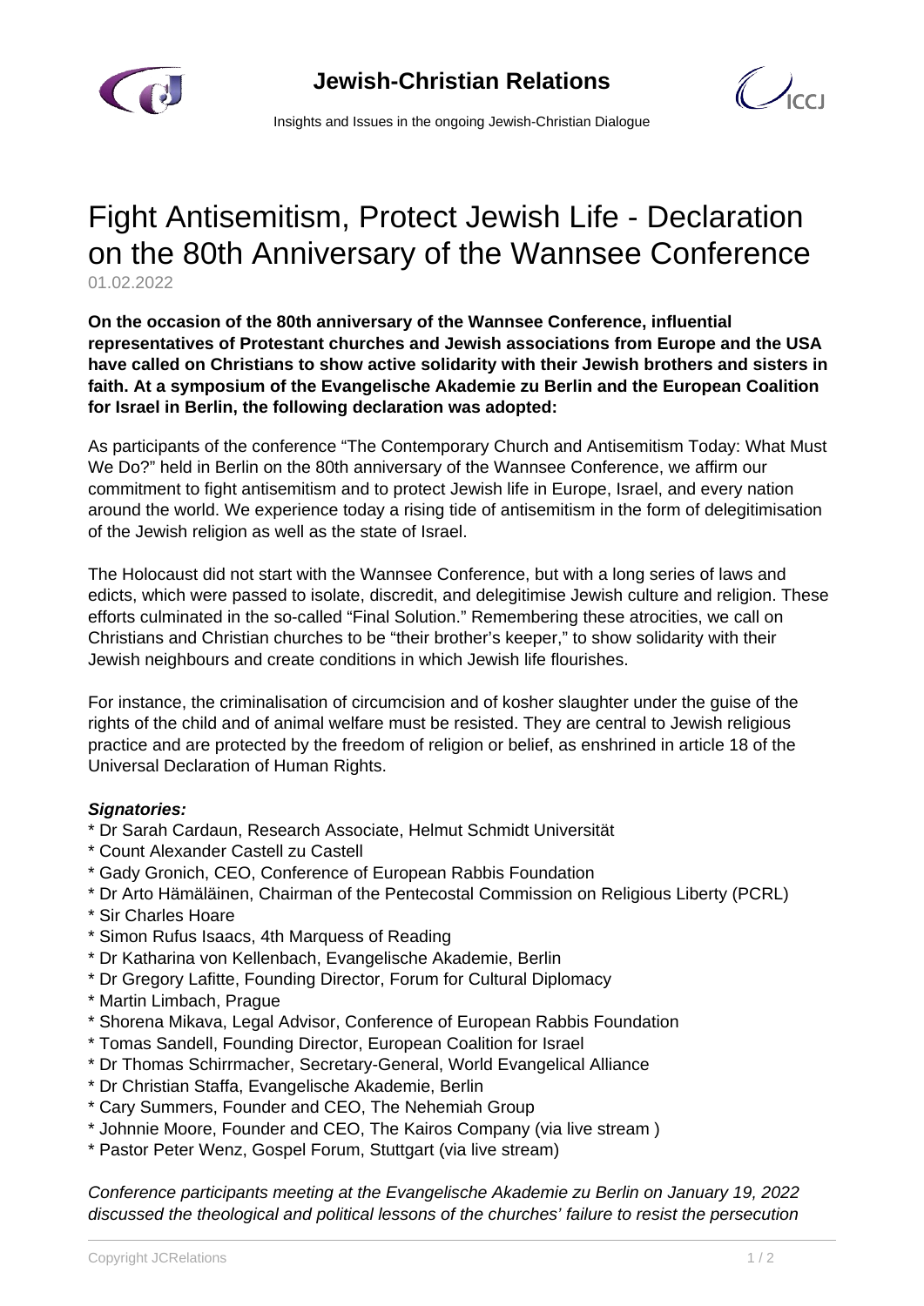# Fight Antisemitism, Protect Jewish Life - Declaration on the 80th Anniversary of the Wannsee Conference

01.02.2022

**On the occasion of the 80th anniversary of the Wannsee Conference, influential representatives of Protestant churches and Jewish associations from Europe and the USA have called on Christians to show active solidarity with their Jewish brothers and sisters in faith. At a symposium of the Evangelische Akademie zu Berlin and the European Coalition for Israel in Berlin, the following declaration was adopted:**

As participants of the conference “The Contemporary Church and Antisemitism Today: What Must We Do?” held in Berlin on the 80th anniversary of the Wannsee Conference, we affirm our commitment to fight antisemitism and to protect Jewish life in Europe, Israel, and every nation around the world. We experience today a rising tide of antisemitism in the form of delegitimisation of the Jewish religion as well as the state of Israel.

The Holocaust did not start with the Wannsee Conference, but with a long series of laws and edicts, which were passed to isolate, discredit, and delegitimise Jewish culture and religion. These efforts culminated in the so-called “Final Solution.” Remembering these atrocities, we call on Christians and Christian churches to be “their brother’s keeper,” to show solidarity with their Jewish neighbours and create conditions in which Jewish life flourishes.

For instance, the criminalisation of circumcision and of kosher slaughter under the guise of the rights of the child and of animal welfare must be resisted. They are central to Jewish religious practice and are protected by the freedom of religion or belief, as enshrined in article 18 of the Universal Declaration of Human Rights.

***Signatories:***

* Dr Sarah Cardaun, Research Associate, Helmut Schmidt Universität
* Count Alexander Castell zu Castell
* Gady Gronich, CEO, Conference of European Rabbis Foundation
* Dr Arto Hämäläinen, Chairman of the Pentecostal Commission on Religious Liberty (PCRL)
* Sir Charles Hoare
* Simon Rufus Isaacs, 4th Marquess of Reading
* Dr Katharina von Kellenbach, Evangelische Akademie, Berlin
* Dr Gregory Lafitte, Founding Director, Forum for Cultural Diplomacy
* Martin Limbach, Prague
* Shorena Mikava, Legal Advisor, Conference of European Rabbis Foundation
* Tomas Sandell, Founding Director, European Coalition for Israel
* Dr Thomas Schirrmacher, Secretary-General, World Evangelical Alliance
* Dr Christian Staffa, Evangelische Akademie, Berlin
* Cary Summers, Founder and CEO, The Nehemiah Group
* Johnnie Moore, Founder and CEO, The Kairos Company (via live stream )
* Pastor Peter Wenz, Gospel Forum, Stuttgart (via live stream)

*Conference participants meeting at the Evangelische Akademie zu Berlin on January 19, 2022 discussed the theological and political lessons of the churches’ failure to resist the persecution*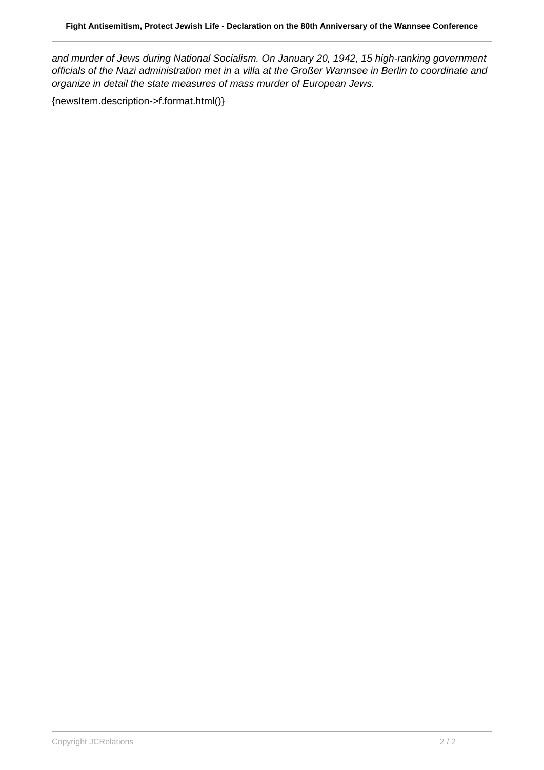*and murder of Jews during National Socialism. On January 20, 1942, 15 high-ranking government officials of the Nazi administration met in a villa at the Großer Wannsee in Berlin to coordinate and organize in detail the state measures of mass murder of European Jews.*

{newsItem.description->f.format.html()}